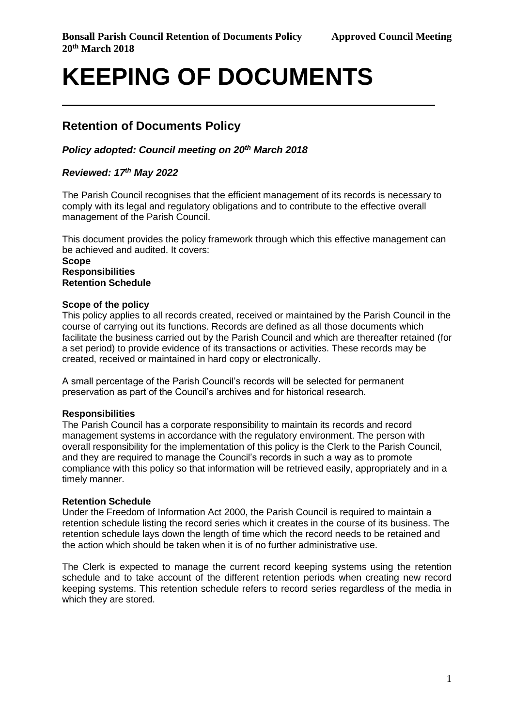# KEEPING OF DOCUMENTS

## Retention of Documents Policy

***Policy adopted: Council meeting on 20th March 2018***

***Reviewed: 17th May 2022***

The Parish Council recognises that the efficient management of its records is necessary to comply with its legal and regulatory obligations and to contribute to the effective overall management of the Parish Council.

This document provides the policy framework through which this effective management can be achieved and audited. It covers:
**Scope**
**Responsibilities**
**Retention Schedule**

**Scope of the policy**
This policy applies to all records created, received or maintained by the Parish Council in the course of carrying out its functions. Records are defined as all those documents which facilitate the business carried out by the Parish Council and which are thereafter retained (for a set period) to provide evidence of its transactions or activities. These records may be created, received or maintained in hard copy or electronically.

A small percentage of the Parish Council's records will be selected for permanent preservation as part of the Council's archives and for historical research.

**Responsibilities**
The Parish Council has a corporate responsibility to maintain its records and record management systems in accordance with the regulatory environment. The person with overall responsibility for the implementation of this policy is the Clerk to the Parish Council, and they are required to manage the Council's records in such a way as to promote compliance with this policy so that information will be retrieved easily, appropriately and in a timely manner.

**Retention Schedule**
Under the Freedom of Information Act 2000, the Parish Council is required to maintain a retention schedule listing the record series which it creates in the course of its business. The retention schedule lays down the length of time which the record needs to be retained and the action which should be taken when it is of no further administrative use.

The Clerk is expected to manage the current record keeping systems using the retention schedule and to take account of the different retention periods when creating new record keeping systems. This retention schedule refers to record series regardless of the media in which they are stored.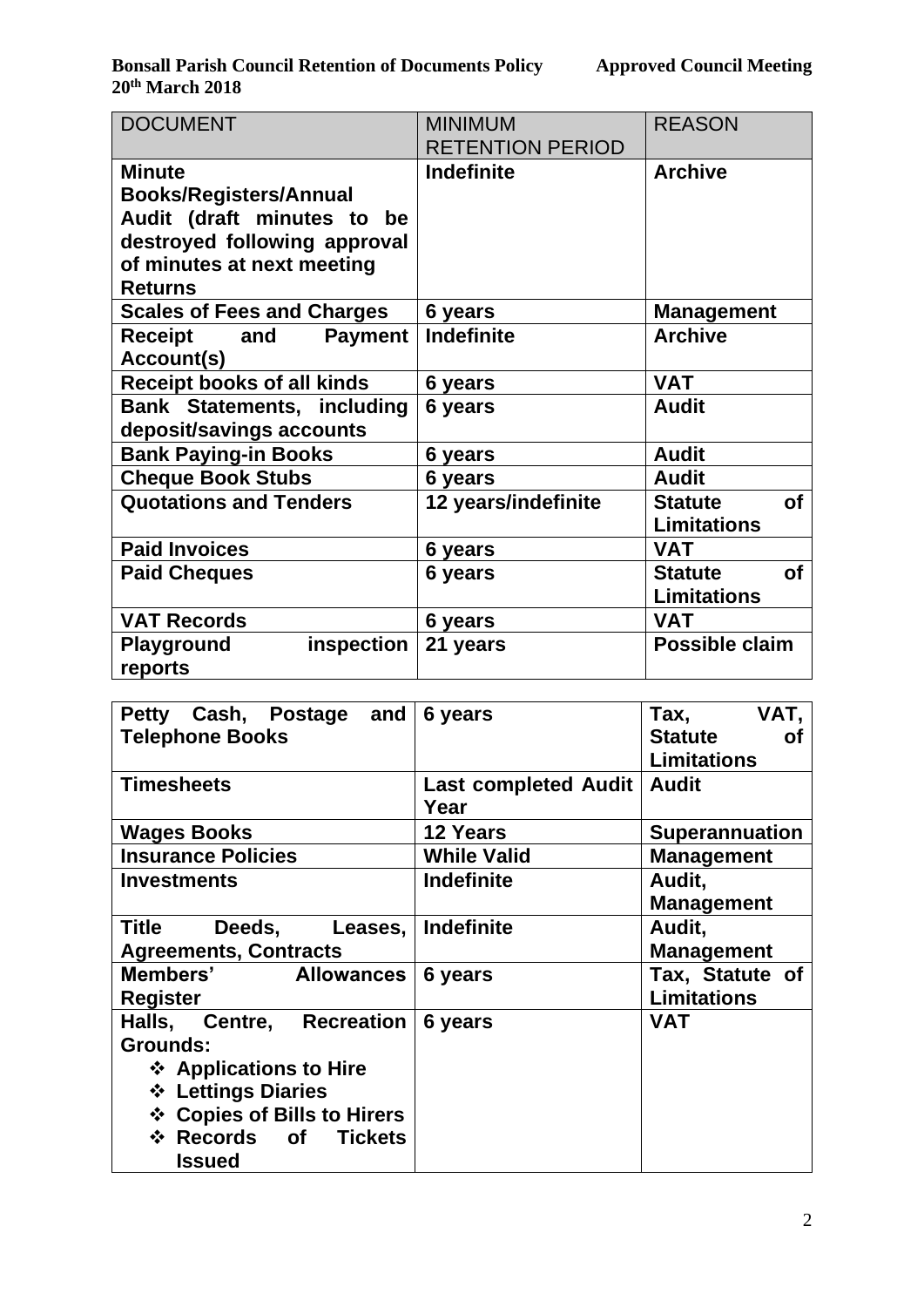| DOCUMENT | MINIMUM RETENTION PERIOD | REASON |
|---|---|---|
| **Minute Books/Registers/Annual Audit (draft minutes to be destroyed following approval of minutes at next meeting Returns** | **Indefinite** | **Archive** |
| **Scales of Fees and Charges** | **6 years** | **Management** |
| **Receipt and Payment Account(s)** | **Indefinite** | **Archive** |
| **Receipt books of all kinds** | **6 years** | **VAT** |
| **Bank Statements, including deposit/savings accounts** | **6 years** | **Audit** |
| **Bank Paying-in Books** | **6 years** | **Audit** |
| **Cheque Book Stubs** | **6 years** | **Audit** |
| **Quotations and Tenders** | **12 years/indefinite** | **Statute of Limitations** |
| **Paid Invoices** | **6 years** | **VAT** |
| **Paid Cheques** | **6 years** | **Statute of Limitations** |
| **VAT Records** | **6 years** | **VAT** |
| **Playground inspection reports** | **21 years** | **Possible claim** |
| **Petty Cash, Postage and Telephone Books** | **6 years** | **Tax, VAT, Statute of Limitations** |
| **Timesheets** | **Last completed Audit Year** | **Audit** |
| **Wages Books** | **12 Years** | **Superannuation** |
| **Insurance Policies** | **While Valid** | **Management** |
| **Investments** | **Indefinite** | **Audit, Management** |
| **Title Deeds, Leases, Agreements, Contracts** | **Indefinite** | **Audit, Management** |
| **Members' Allowances Register** | **6 years** | **Tax, Statute of Limitations** |
| **Halls, Centre, Recreation Grounds:**<br>❖ **Applications to Hire**<br>❖ **Lettings Diaries**<br>❖ **Copies of Bills to Hirers**<br>❖ **Records of Tickets Issued** | **6 years** | **VAT** |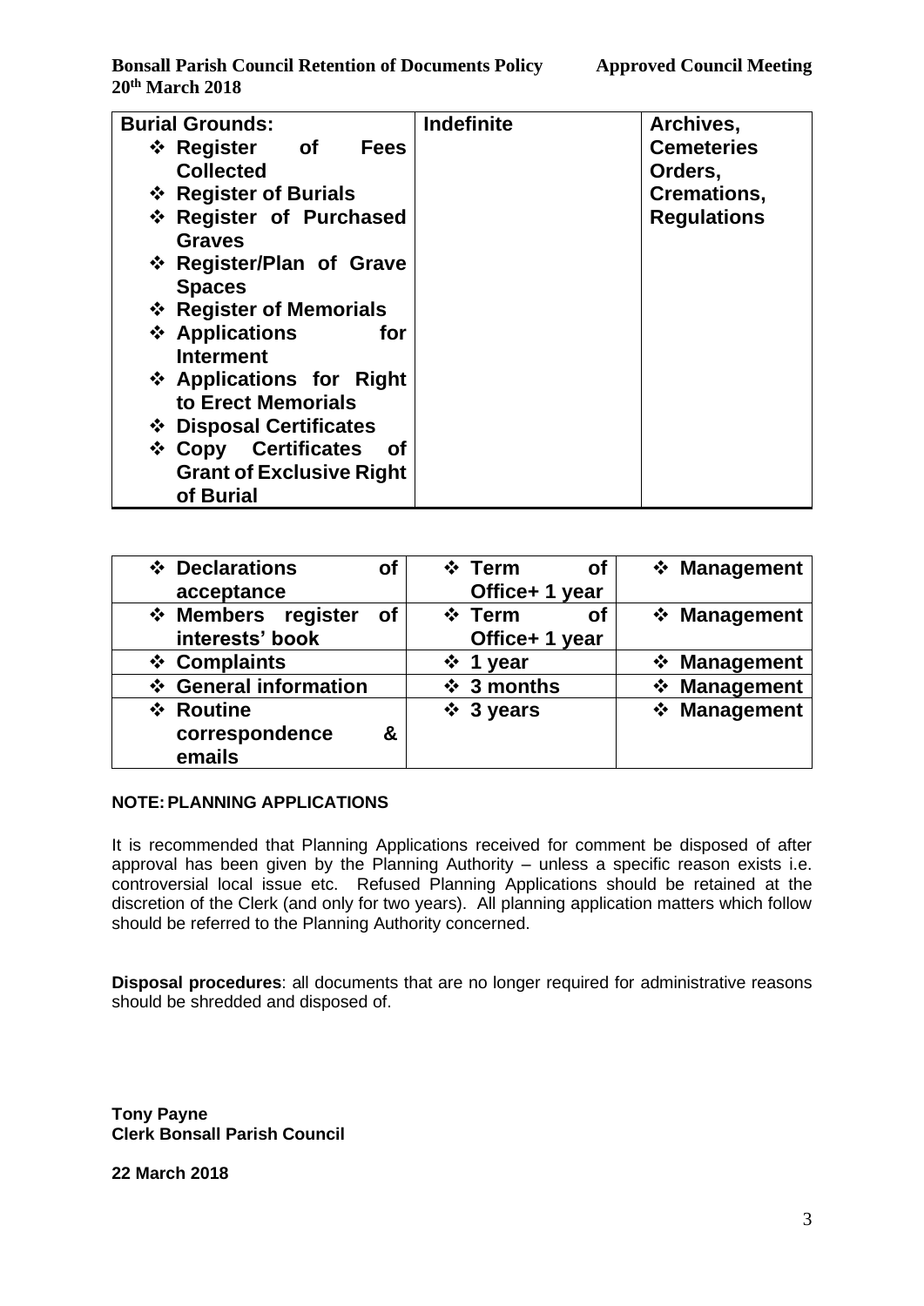| | | |
|---|---|---|
| **Burial Grounds:**<br>❖ **Register of Fees Collected**<br>❖ **Register of Burials**<br>❖ **Register of Purchased Graves**<br>❖ **Register/Plan of Grave Spaces**<br>❖ **Register of Memorials**<br>❖ **Applications for Interment**<br>❖ **Applications for Right to Erect Memorials**<br>❖ **Disposal Certificates**<br>❖ **Copy Certificates of Grant of Exclusive Right of Burial** | **Indefinite** | **Archives, Cemeteries Orders, Cremations, Regulations** |

| | | |
|---|---|---|
| ❖ **Declarations of acceptance** | ❖ **Term of Office+ 1 year** | ❖ **Management** |
| ❖ **Members register of interests' book** | ❖ **Term of Office+ 1 year** | ❖ **Management** |
| ❖ **Complaints** | ❖ **1 year** | ❖ **Management** |
| ❖ **General information** | ❖ **3 months** | ❖ **Management** |
| ❖ **Routine correspondence & emails** | ❖ **3 years** | ❖ **Management** |

**NOTE: PLANNING APPLICATIONS**

It is recommended that Planning Applications received for comment be disposed of after approval has been given by the Planning Authority – unless a specific reason exists i.e. controversial local issue etc. Refused Planning Applications should be retained at the discretion of the Clerk (and only for two years). All planning application matters which follow should be referred to the Planning Authority concerned.

**Disposal procedures**: all documents that are no longer required for administrative reasons should be shredded and disposed of.

**Tony Payne**
**Clerk Bonsall Parish Council**

**22 March 2018**